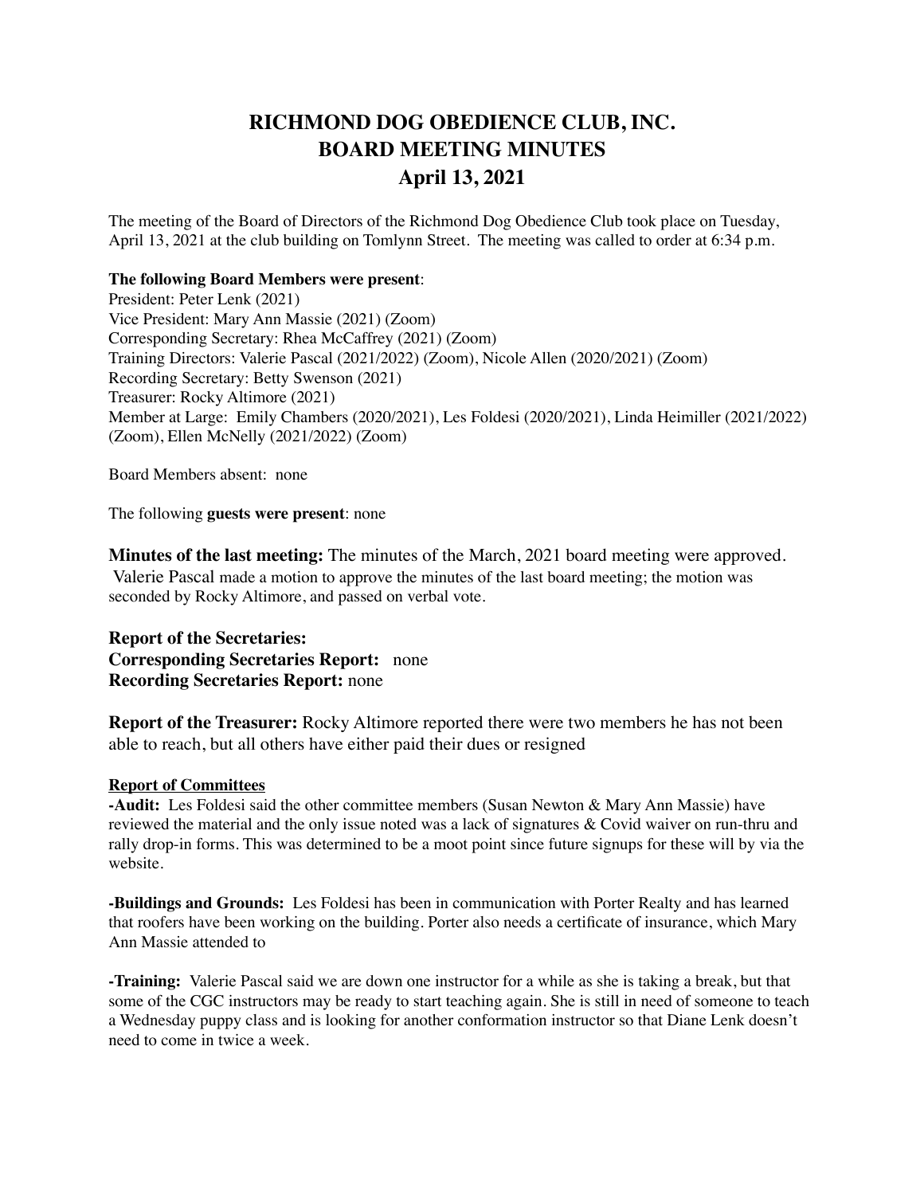# RICHMOND DOG OBEDIENCE CLUB, INC.
# BOARD MEETING MINUTES
# April 13, 2021

The meeting of the Board of Directors of the Richmond Dog Obedience Club took place on Tuesday, April 13, 2021 at the club building on Tomlynn Street. The meeting was called to order at 6:34 p.m.

**The following Board Members were present**:
President: Peter Lenk (2021)
Vice President: Mary Ann Massie (2021) (Zoom)
Corresponding Secretary: Rhea McCaffrey (2021) (Zoom)
Training Directors: Valerie Pascal (2021/2022) (Zoom), Nicole Allen (2020/2021) (Zoom)
Recording Secretary: Betty Swenson (2021)
Treasurer: Rocky Altimore (2021)
Member at Large: Emily Chambers (2020/2021), Les Foldesi (2020/2021), Linda Heimiller (2021/2022) (Zoom), Ellen McNelly (2021/2022) (Zoom)

Board Members absent: none

The following **guests were present**: none

**Minutes of the last meeting:** The minutes of the March, 2021 board meeting were approved. Valerie Pascal made a motion to approve the minutes of the last board meeting; the motion was seconded by Rocky Altimore, and passed on verbal vote.

**Report of the Secretaries:**
**Corresponding Secretaries Report:** none
**Recording Secretaries Report:** none

**Report of the Treasurer:** Rocky Altimore reported there were two members he has not been able to reach, but all others have either paid their dues or resigned

**Report of Committees**

**-Audit:** Les Foldesi said the other committee members (Susan Newton & Mary Ann Massie) have reviewed the material and the only issue noted was a lack of signatures & Covid waiver on run-thru and rally drop-in forms. This was determined to be a moot point since future signups for these will by via the website.

**-Buildings and Grounds:** Les Foldesi has been in communication with Porter Realty and has learned that roofers have been working on the building. Porter also needs a certificate of insurance, which Mary Ann Massie attended to

**-Training:** Valerie Pascal said we are down one instructor for a while as she is taking a break, but that some of the CGC instructors may be ready to start teaching again. She is still in need of someone to teach a Wednesday puppy class and is looking for another conformation instructor so that Diane Lenk doesn't need to come in twice a week.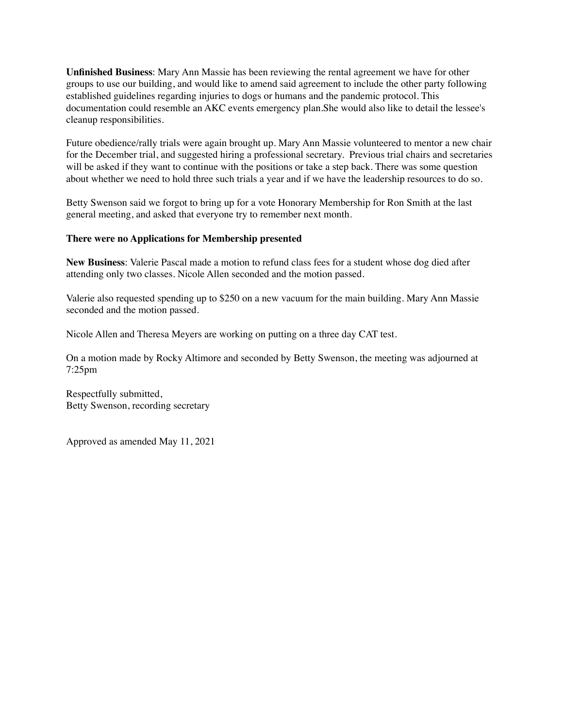**Unfinished Business**: Mary Ann Massie has been reviewing the rental agreement we have for other groups to use our building, and would like to amend said agreement to include the other party following established guidelines regarding injuries to dogs or humans and the pandemic protocol. This documentation could resemble an AKC events emergency plan.She would also like to detail the lessee's cleanup responsibilities.

Future obedience/rally trials were again brought up. Mary Ann Massie volunteered to mentor a new chair for the December trial, and suggested hiring a professional secretary. Previous trial chairs and secretaries will be asked if they want to continue with the positions or take a step back. There was some question about whether we need to hold three such trials a year and if we have the leadership resources to do so.

Betty Swenson said we forgot to bring up for a vote Honorary Membership for Ron Smith at the last general meeting, and asked that everyone try to remember next month.

**There were no Applications for Membership presented**

**New Business**: Valerie Pascal made a motion to refund class fees for a student whose dog died after attending only two classes. Nicole Allen seconded and the motion passed.

Valerie also requested spending up to $250 on a new vacuum for the main building. Mary Ann Massie seconded and the motion passed.

Nicole Allen and Theresa Meyers are working on putting on a three day CAT test.

On a motion made by Rocky Altimore and seconded by Betty Swenson, the meeting was adjourned at 7:25pm

Respectfully submitted,
Betty Swenson, recording secretary

Approved as amended May 11, 2021